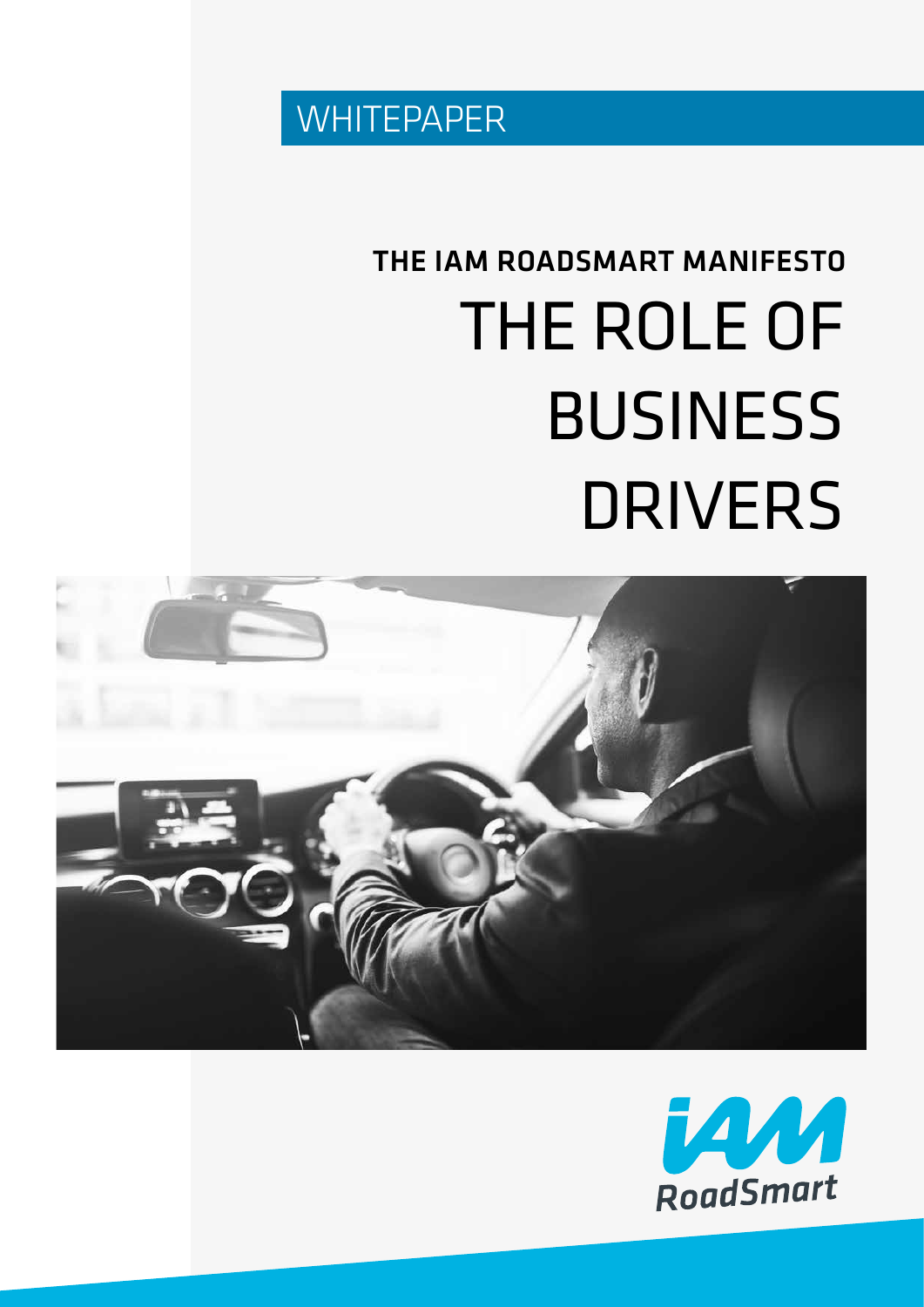WHITEPAPER

## THE IAM ROADSMART MANIFESTO

# THE ROLE OF BUSINESS DRIVERS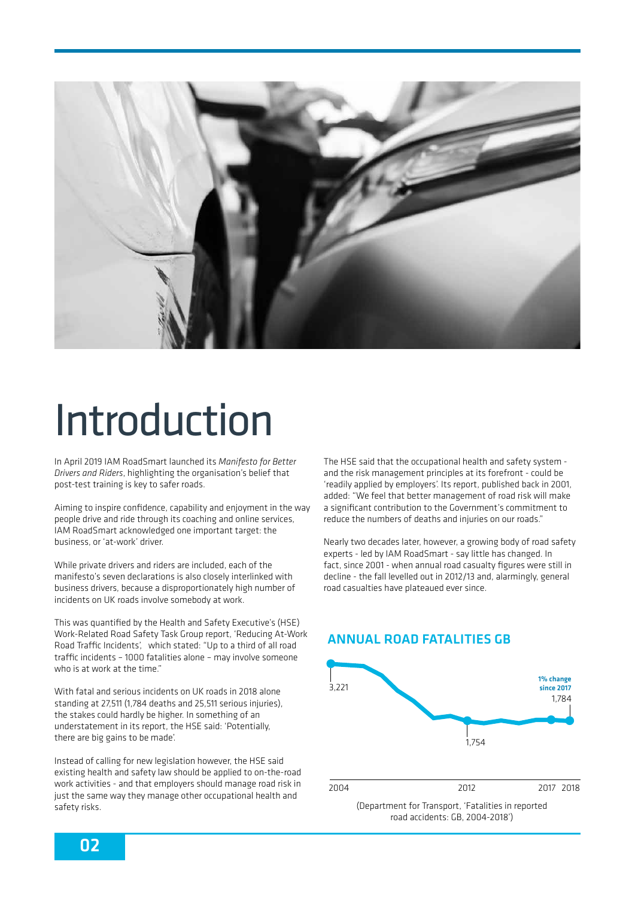# Introduction

In April 2019 IAM RoadSmart launched its *Manifesto for Better Drivers and Riders*, highlighting the organisation's belief that post-test training is key to safer roads.

Aiming to inspire confidence, capability and enjoyment in the way people drive and ride through its coaching and online services, IAM RoadSmart acknowledged one important target: the business, or 'at-work' driver.

While private drivers and riders are included, each of the manifesto's seven declarations is also closely interlinked with business drivers, because a disproportionately high number of incidents on UK roads involve somebody at work.

This was quantified by the Health and Safety Executive's (HSE) Work-Related Road Safety Task Group report, 'Reducing At-Work Road Traffic Incidents', which stated: "Up to a third of all road traffic incidents – 1000 fatalities alone – may involve someone who is at work at the time."

With fatal and serious incidents on UK roads in 2018 alone standing at 27,511 (1,784 deaths and 25,511 serious injuries), the stakes could hardly be higher. In something of an understatement in its report, the HSE said: 'Potentially, there are big gains to be made'.

Instead of calling for new legislation however, the HSE said existing health and safety law should be applied to on-the-road work activities - and that employers should manage road risk in just the same way they manage other occupational health and safety risks.

The HSE said that the occupational health and safety system - and the risk management principles at its forefront - could be 'readily applied by employers'. Its report, published back in 2001, added: "We feel that better management of road risk will make a significant contribution to the Government's commitment to reduce the numbers of deaths and injuries on our roads."

Nearly two decades later, however, a growing body of road safety experts - led by IAM RoadSmart - say little has changed. In fact, since 2001 - when annual road casualty figures were still in decline - the fall levelled out in 2012/13 and, alarmingly, general road casualties have plateaued ever since.

## ANNUAL ROAD FATALITIES GB

3,221

**1% change since 2017**

1,784

1,754

2004 | 2012 | 2017 | 2018

(Department for Transport, 'Fatalities in reported road accidents: GB, 2004-2018')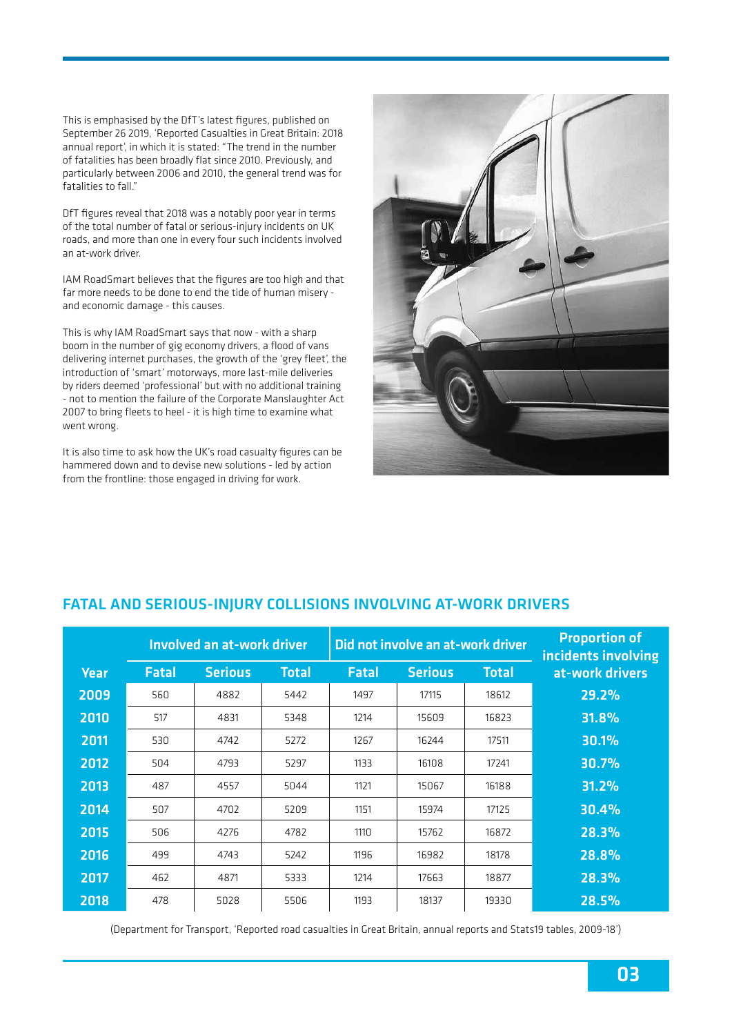This is emphasised by the DfT's latest figures, published on September 26 2019, 'Reported Casualties in Great Britain: 2018 annual report', in which it is stated: "The trend in the number of fatalities has been broadly flat since 2010. Previously, and particularly between 2006 and 2010, the general trend was for fatalities to fall."

DfT figures reveal that 2018 was a notably poor year in terms of the total number of fatal or serious-injury incidents on UK roads, and more than one in every four such incidents involved an at-work driver.

IAM RoadSmart believes that the figures are too high and that far more needs to be done to end the tide of human misery - and economic damage - this causes.

This is why IAM RoadSmart says that now - with a sharp boom in the number of gig economy drivers, a flood of vans delivering internet purchases, the growth of the 'grey fleet', the introduction of 'smart' motorways, more last-mile deliveries by riders deemed 'professional' but with no additional training - not to mention the failure of the Corporate Manslaughter Act 2007 to bring fleets to heel - it is high time to examine what went wrong.

It is also time to ask how the UK's road casualty figures can be hammered down and to devise new solutions - led by action from the frontline: those engaged in driving for work.

## FATAL AND SERIOUS-INJURY COLLISIONS INVOLVING AT-WORK DRIVERS

| | Involved an at-work driver | | | Did not involve an at-work driver | | | Proportion of incidents involving at-work drivers |
|---|---|---|---|---|---|---|---|
| Year | Fatal | Serious | Total | Fatal | Serious | Total | |
| 2009 | 560 | 4882 | 5442 | 1497 | 17115 | 18612 | 29.2% |
| 2010 | 517 | 4831 | 5348 | 1214 | 15609 | 16823 | 31.8% |
| 2011 | 530 | 4742 | 5272 | 1267 | 16244 | 17511 | 30.1% |
| 2012 | 504 | 4793 | 5297 | 1133 | 16108 | 17241 | 30.7% |
| 2013 | 487 | 4557 | 5044 | 1121 | 15067 | 16188 | 31.2% |
| 2014 | 507 | 4702 | 5209 | 1151 | 15974 | 17125 | 30.4% |
| 2015 | 506 | 4276 | 4782 | 1110 | 15762 | 16872 | 28.3% |
| 2016 | 499 | 4743 | 5242 | 1196 | 16982 | 18178 | 28.8% |
| 2017 | 462 | 4871 | 5333 | 1214 | 17663 | 18877 | 28.3% |
| 2018 | 478 | 5028 | 5506 | 1193 | 18137 | 19330 | 28.5% |

(Department for Transport, 'Reported road casualties in Great Britain, annual reports and Stats19 tables, 2009-18')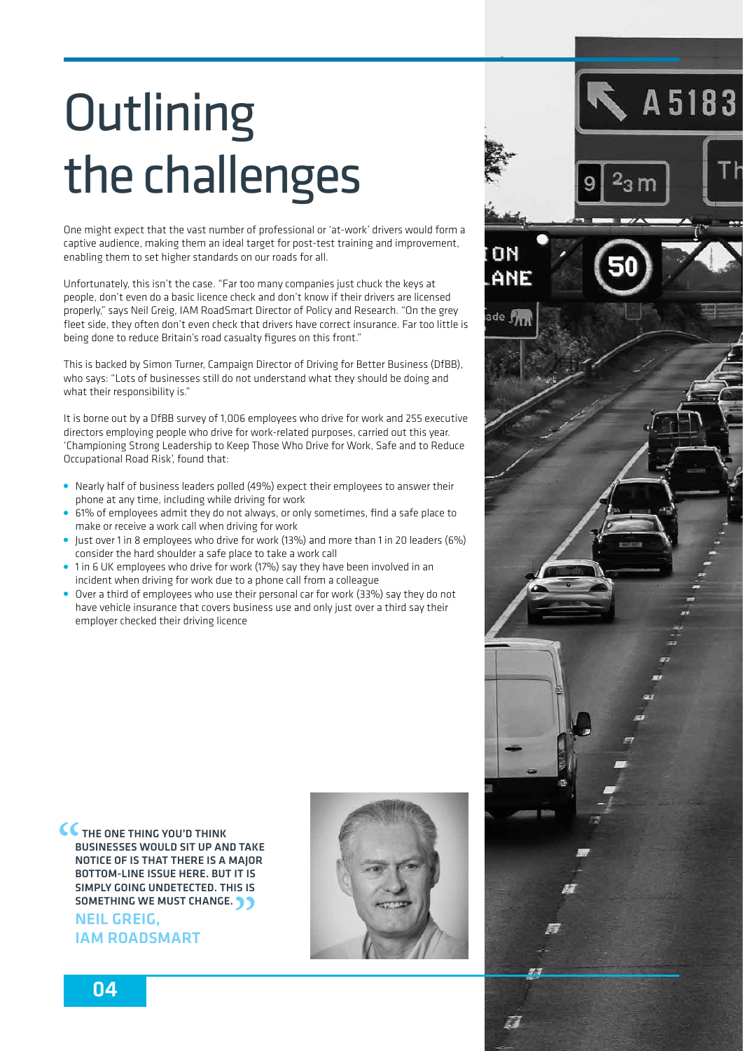# Outlining the challenges

One might expect that the vast number of professional or 'at-work' drivers would form a captive audience, making them an ideal target for post-test training and improvement, enabling them to set higher standards on our roads for all.

Unfortunately, this isn't the case. "Far too many companies just chuck the keys at people, don't even do a basic licence check and don't know if their drivers are licensed properly," says Neil Greig, IAM RoadSmart Director of Policy and Research. "On the grey fleet side, they often don't even check that drivers have correct insurance. Far too little is being done to reduce Britain's road casualty figures on this front."

This is backed by Simon Turner, Campaign Director of Driving for Better Business (DfBB), who says: "Lots of businesses still do not understand what they should be doing and what their responsibility is."

It is borne out by a DfBB survey of 1,006 employees who drive for work and 255 executive directors employing people who drive for work-related purposes, carried out this year. 'Championing Strong Leadership to Keep Those Who Drive for Work, Safe and to Reduce Occupational Road Risk', found that:

- Nearly half of business leaders polled (49%) expect their employees to answer their phone at any time, including while driving for work
- 61% of employees admit they do not always, or only sometimes, find a safe place to make or receive a work call when driving for work
- Just over 1 in 8 employees who drive for work (13%) and more than 1 in 20 leaders (6%) consider the hard shoulder a safe place to take a work call
- 1 in 6 UK employees who drive for work (17%) say they have been involved in an incident when driving for work due to a phone call from a colleague
- Over a third of employees who use their personal car for work (33%) say they do not have vehicle insurance that covers business use and only just over a third say their employer checked their driving licence

> **"THE ONE THING YOU'D THINK BUSINESSES WOULD SIT UP AND TAKE NOTICE OF IS THAT THERE IS A MAJOR BOTTOM-LINE ISSUE HERE. BUT IT IS SIMPLY GOING UNDETECTED. THIS IS SOMETHING WE MUST CHANGE."**
>
> **NEIL GREIG, IAM ROADSMART**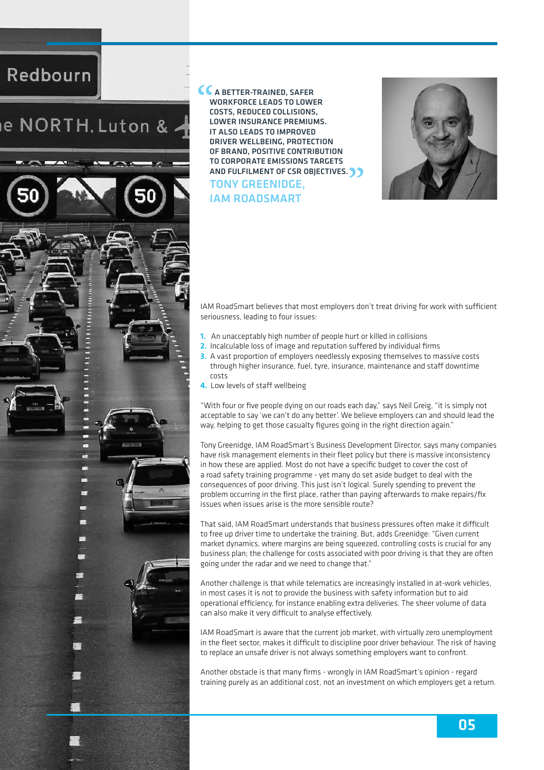> A BETTER-TRAINED, SAFER WORKFORCE LEADS TO LOWER COSTS, REDUCED COLLISIONS, LOWER INSURANCE PREMIUMS. IT ALSO LEADS TO IMPROVED DRIVER WELLBEING, PROTECTION OF BRAND, POSITIVE CONTRIBUTION TO CORPORATE EMISSIONS TARGETS AND FULFILMENT OF CSR OBJECTIVES.
>
> **TONY GREENIDGE, IAM ROADSMART**

IAM RoadSmart believes that most employers don't treat driving for work with sufficient seriousness, leading to four issues:

1. An unacceptably high number of people hurt or killed in collisions
2. Incalculable loss of image and reputation suffered by individual firms
3. A vast proportion of employers needlessly exposing themselves to massive costs through higher insurance, fuel, tyre, insurance, maintenance and staff downtime costs
4. Low levels of staff wellbeing

"With four or five people dying on our roads each day," says Neil Greig, "it is simply not acceptable to say 'we can't do any better'. We believe employers can and should lead the way, helping to get those casualty figures going in the right direction again."

Tony Greenidge, IAM RoadSmart's Business Development Director, says many companies have risk management elements in their fleet policy but there is massive inconsistency in how these are applied. Most do not have a specific budget to cover the cost of a road safety training programme - yet many do set aside budget to deal with the consequences of poor driving. This just isn't logical. Surely spending to prevent the problem occurring in the first place, rather than paying afterwards to make repairs/fix issues when issues arise is the more sensible route?

That said, IAM RoadSmart understands that business pressures often make it difficult to free up driver time to undertake the training. But, adds Greenidge: "Given current market dynamics, where margins are being squeezed, controlling costs is crucial for any business plan; the challenge for costs associated with poor driving is that they are often going under the radar and we need to change that."

Another challenge is that while telematics are increasingly installed in at-work vehicles, in most cases it is not to provide the business with safety information but to aid operational efficiency, for instance enabling extra deliveries. The sheer volume of data can also make it very difficult to analyse effectively.

IAM RoadSmart is aware that the current job market, with virtually zero unemployment in the fleet sector, makes it difficult to discipline poor driver behaviour. The risk of having to replace an unsafe driver is not always something employers want to confront.

Another obstacle is that many firms - wrongly in IAM RoadSmart's opinion - regard training purely as an additional cost, not an investment on which employers get a return.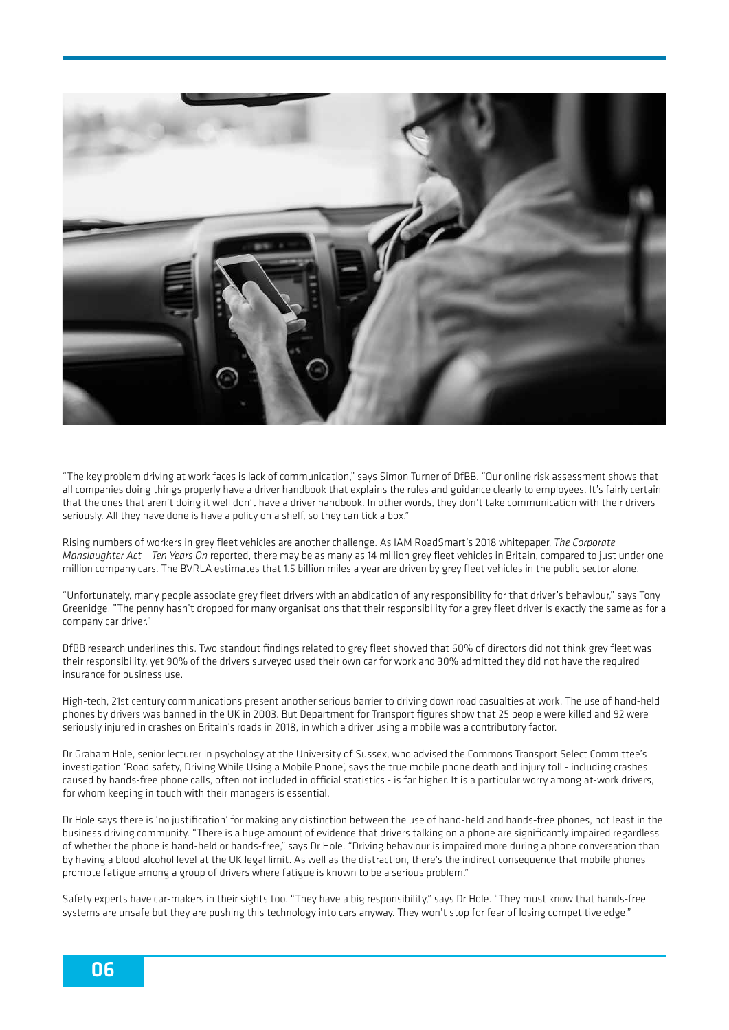"The key problem driving at work faces is lack of communication," says Simon Turner of DfBB. "Our online risk assessment shows that all companies doing things properly have a driver handbook that explains the rules and guidance clearly to employees. It's fairly certain that the ones that aren't doing it well don't have a driver handbook. In other words, they don't take communication with their drivers seriously. All they have done is have a policy on a shelf, so they can tick a box."

Rising numbers of workers in grey fleet vehicles are another challenge. As IAM RoadSmart's 2018 whitepaper, *The Corporate Manslaughter Act – Ten Years On* reported, there may be as many as 14 million grey fleet vehicles in Britain, compared to just under one million company cars. The BVRLA estimates that 1.5 billion miles a year are driven by grey fleet vehicles in the public sector alone.

"Unfortunately, many people associate grey fleet drivers with an abdication of any responsibility for that driver's behaviour," says Tony Greenidge. "The penny hasn't dropped for many organisations that their responsibility for a grey fleet driver is exactly the same as for a company car driver."

DfBB research underlines this. Two standout findings related to grey fleet showed that 60% of directors did not think grey fleet was their responsibility, yet 90% of the drivers surveyed used their own car for work and 30% admitted they did not have the required insurance for business use.

High-tech, 21st century communications present another serious barrier to driving down road casualties at work. The use of hand-held phones by drivers was banned in the UK in 2003. But Department for Transport figures show that 25 people were killed and 92 were seriously injured in crashes on Britain's roads in 2018, in which a driver using a mobile was a contributory factor.

Dr Graham Hole, senior lecturer in psychology at the University of Sussex, who advised the Commons Transport Select Committee's investigation 'Road safety, Driving While Using a Mobile Phone', says the true mobile phone death and injury toll - including crashes caused by hands-free phone calls, often not included in official statistics - is far higher. It is a particular worry among at-work drivers, for whom keeping in touch with their managers is essential.

Dr Hole says there is 'no justification' for making any distinction between the use of hand-held and hands-free phones, not least in the business driving community. "There is a huge amount of evidence that drivers talking on a phone are significantly impaired regardless of whether the phone is hand-held or hands-free," says Dr Hole. "Driving behaviour is impaired more during a phone conversation than by having a blood alcohol level at the UK legal limit. As well as the distraction, there's the indirect consequence that mobile phones promote fatigue among a group of drivers where fatigue is known to be a serious problem."

Safety experts have car-makers in their sights too. "They have a big responsibility," says Dr Hole. "They must know that hands-free systems are unsafe but they are pushing this technology into cars anyway. They won't stop for fear of losing competitive edge."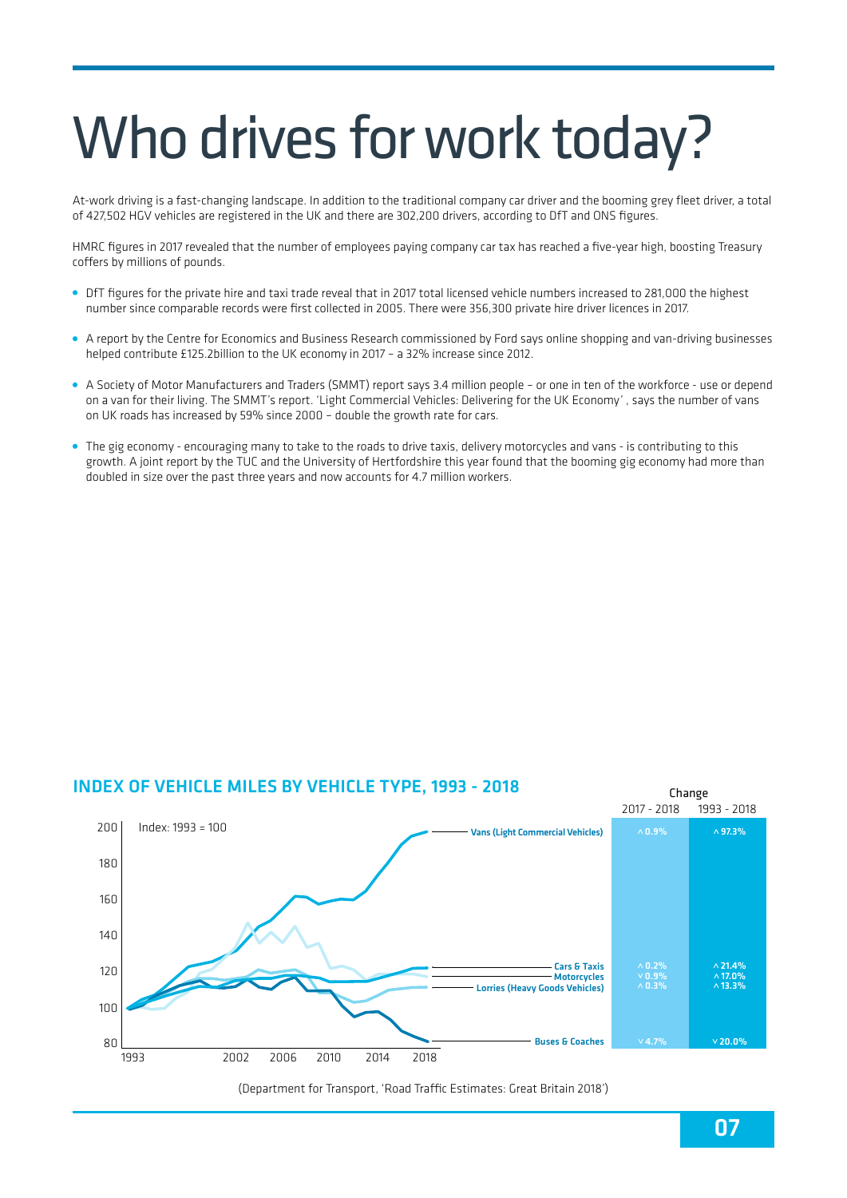# Who drives for work today?

At-work driving is a fast-changing landscape. In addition to the traditional company car driver and the booming grey fleet driver, a total of 427,502 HGV vehicles are registered in the UK and there are 302,200 drivers, according to DfT and ONS figures.

HMRC figures in 2017 revealed that the number of employees paying company car tax has reached a five-year high, boosting Treasury coffers by millions of pounds.

- DfT figures for the private hire and taxi trade reveal that in 2017 total licensed vehicle numbers increased to 281,000 the highest number since comparable records were first collected in 2005. There were 356,300 private hire driver licences in 2017.
- A report by the Centre for Economics and Business Research commissioned by Ford says online shopping and van-driving businesses helped contribute £125.2billion to the UK economy in 2017 – a 32% increase since 2012.
- A Society of Motor Manufacturers and Traders (SMMT) report says 3.4 million people – or one in ten of the workforce - use or depend on a van for their living. The SMMT's report. 'Light Commercial Vehicles: Delivering for the UK Economy' , says the number of vans on UK roads has increased by 59% since 2000 – double the growth rate for cars.
- The gig economy - encouraging many to take to the roads to drive taxis, delivery motorcycles and vans - is contributing to this growth. A joint report by the TUC and the University of Hertfordshire this year found that the booming gig economy had more than doubled in size over the past three years and now accounts for 4.7 million workers.

## INDEX OF VEHICLE MILES BY VEHICLE TYPE, 1993 - 2018

Index: 1993 = 100

| Vehicle type | Change 2017 - 2018 | Change 1993 - 2018 |
|---|---|---|
| Vans (Light Commercial Vehicles) | ^ 0.9% | ^ 97.3% |
| Cars & Taxis | ^ 0.2% | ^ 21.4% |
| Motorcycles | v 0.9% | ^ 17.0% |
| Lorries (Heavy Goods Vehicles) | ^ 0.3% | ^ 13.3% |
| Buses & Coaches | v 4.7% | v 20.0% |

(Department for Transport, 'Road Traffic Estimates: Great Britain 2018')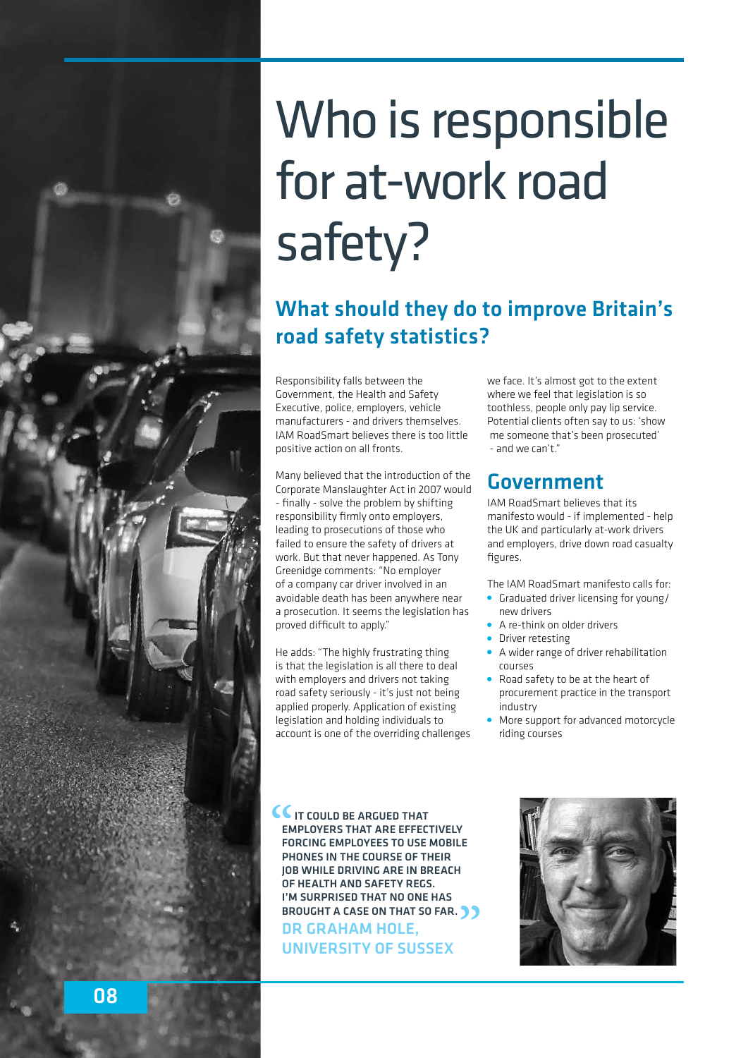# Who is responsible for at-work road safety?

## What should they do to improve Britain's road safety statistics?

Responsibility falls between the Government, the Health and Safety Executive, police, employers, vehicle manufacturers - and drivers themselves. IAM RoadSmart believes there is too little positive action on all fronts.

Many believed that the introduction of the Corporate Manslaughter Act in 2007 would - finally - solve the problem by shifting responsibility firmly onto employers, leading to prosecutions of those who failed to ensure the safety of drivers at work. But that never happened. As Tony Greenidge comments: "No employer of a company car driver involved in an avoidable death has been anywhere near a prosecution. It seems the legislation has proved difficult to apply."

He adds: "The highly frustrating thing is that the legislation is all there to deal with employers and drivers not taking road safety seriously - it's just not being applied properly. Application of existing legislation and holding individuals to account is one of the overriding challenges we face. It's almost got to the extent where we feel that legislation is so toothless, people only pay lip service. Potential clients often say to us: 'show me someone that's been prosecuted' - and we can't."

## Government

IAM RoadSmart believes that its manifesto would - if implemented - help the UK and particularly at-work drivers and employers, drive down road casualty figures.

The IAM RoadSmart manifesto calls for:

- Graduated driver licensing for young/new drivers
- A re-think on older drivers
- Driver retesting
- A wider range of driver rehabilitation courses
- Road safety to be at the heart of procurement practice in the transport industry
- More support for advanced motorcycle riding courses

> **"IT COULD BE ARGUED THAT EMPLOYERS THAT ARE EFFECTIVELY FORCING EMPLOYEES TO USE MOBILE PHONES IN THE COURSE OF THEIR JOB WHILE DRIVING ARE IN BREACH OF HEALTH AND SAFETY REGS. I'M SURPRISED THAT NO ONE HAS BROUGHT A CASE ON THAT SO FAR."**
>
> **DR GRAHAM HOLE, UNIVERSITY OF SUSSEX**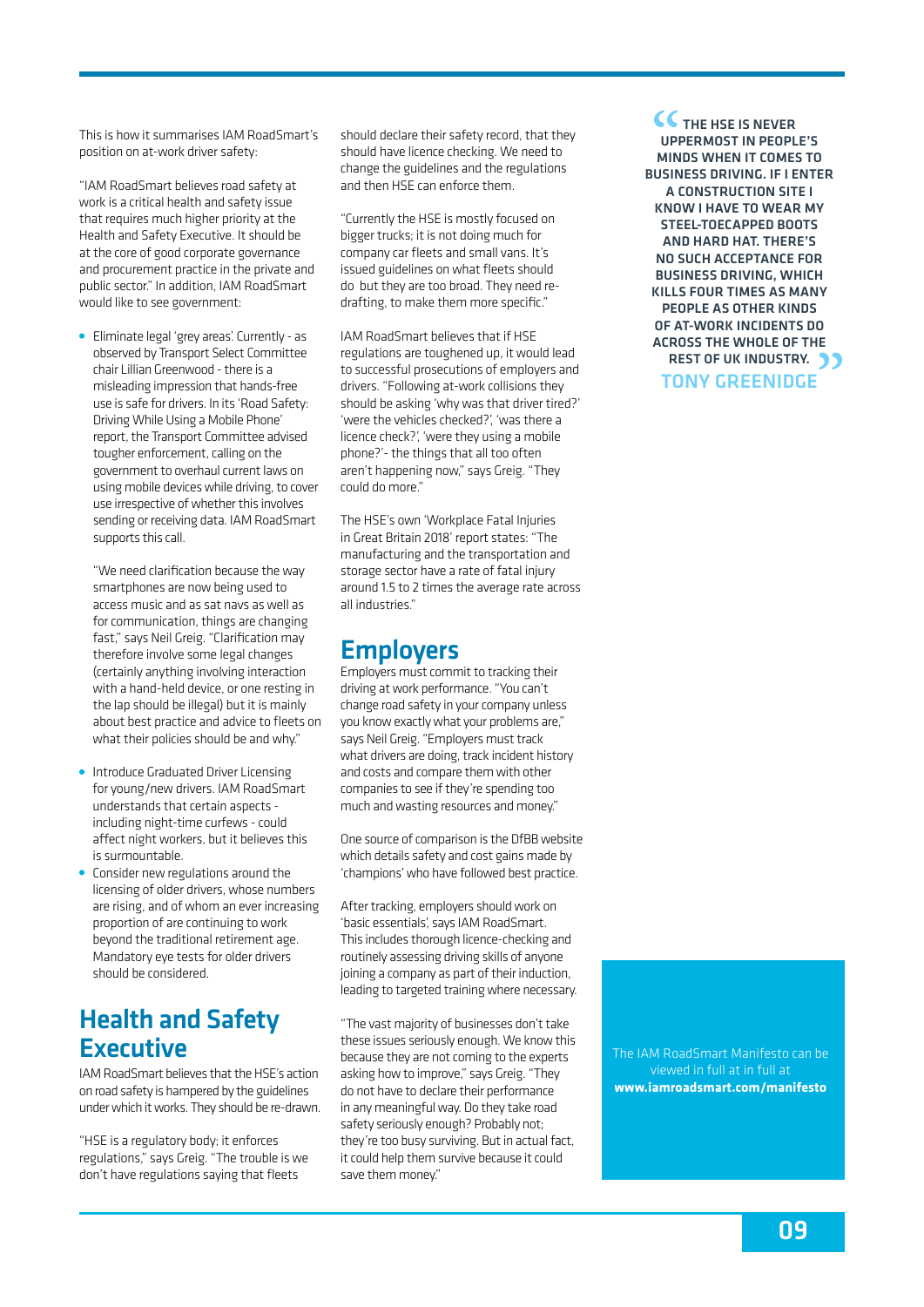This is how it summarises IAM RoadSmart's position on at-work driver safety:

"IAM RoadSmart believes road safety at work is a critical health and safety issue that requires much higher priority at the Health and Safety Executive. It should be at the core of good corporate governance and procurement practice in the private and public sector." In addition, IAM RoadSmart would like to see government:

- Eliminate legal 'grey areas'. Currently - as observed by Transport Select Committee chair Lillian Greenwood - there is a misleading impression that hands-free use is safe for drivers. In its 'Road Safety: Driving While Using a Mobile Phone' report, the Transport Committee advised tougher enforcement, calling on the government to overhaul current laws on using mobile devices while driving, to cover use irrespective of whether this involves sending or receiving data. IAM RoadSmart supports this call.

  "We need clarification because the way smartphones are now being used to access music and as sat navs as well as for communication, things are changing fast," says Neil Greig. "Clarification may therefore involve some legal changes (certainly anything involving interaction with a hand-held device, or one resting in the lap should be illegal) but it is mainly about best practice and advice to fleets on what their policies should be and why."

- Introduce Graduated Driver Licensing for young/new drivers. IAM RoadSmart understands that certain aspects - including night-time curfews - could affect night workers, but it believes this is surmountable.
- Consider new regulations around the licensing of older drivers, whose numbers are rising, and of whom an ever increasing proportion of are continuing to work beyond the traditional retirement age. Mandatory eye tests for older drivers should be considered.

## Health and Safety Executive

IAM RoadSmart believes that the HSE's action on road safety is hampered by the guidelines under which it works. They should be re-drawn.

"HSE is a regulatory body; it enforces regulations," says Greig. "The trouble is we don't have regulations saying that fleets should declare their safety record, that they should have licence checking. We need to change the guidelines and the regulations and then HSE can enforce them.

"Currently the HSE is mostly focused on bigger trucks; it is not doing much for company car fleets and small vans. It's issued guidelines on what fleets should do but they are too broad. They need re-drafting, to make them more specific."

IAM RoadSmart believes that if HSE regulations are toughened up, it would lead to successful prosecutions of employers and drivers. "Following at-work collisions they should be asking 'why was that driver tired?' 'were the vehicles checked?', 'was there a licence check?', 'were they using a mobile phone?'- the things that all too often aren't happening now," says Greig. "They could do more."

The HSE's own 'Workplace Fatal Injuries in Great Britain 2018' report states: "The manufacturing and the transportation and storage sector have a rate of fatal injury around 1.5 to 2 times the average rate across all industries."

## Employers

Employers must commit to tracking their driving at work performance. "You can't change road safety in your company unless you know exactly what your problems are," says Neil Greig. "Employers must track what drivers are doing, track incident history and costs and compare them with other companies to see if they're spending too much and wasting resources and money."

One source of comparison is the DfBB website which details safety and cost gains made by 'champions' who have followed best practice.

After tracking, employers should work on 'basic essentials', says IAM RoadSmart. This includes thorough licence-checking and routinely assessing driving skills of anyone joining a company as part of their induction, leading to targeted training where necessary.

"The vast majority of businesses don't take these issues seriously enough. We know this because they are not coming to the experts asking how to improve," says Greig. "They do not have to declare their performance in any meaningful way. Do they take road safety seriously enough? Probably not; they're too busy surviving. But in actual fact, it could help them survive because it could save them money."

> "THE HSE IS NEVER UPPERMOST IN PEOPLE'S MINDS WHEN IT COMES TO BUSINESS DRIVING. IF I ENTER A CONSTRUCTION SITE I KNOW I HAVE TO WEAR MY STEEL-TOECAPPED BOOTS AND HARD HAT. THERE'S NO SUCH ACCEPTANCE FOR BUSINESS DRIVING, WHICH KILLS FOUR TIMES AS MANY PEOPLE AS OTHER KINDS OF AT-WORK INCIDENTS DO ACROSS THE WHOLE OF THE REST OF UK INDUSTRY."
>
> **TONY GREENIDGE**

The IAM RoadSmart Manifesto can be viewed in full at in full at **www.iamroadsmart.com/manifesto**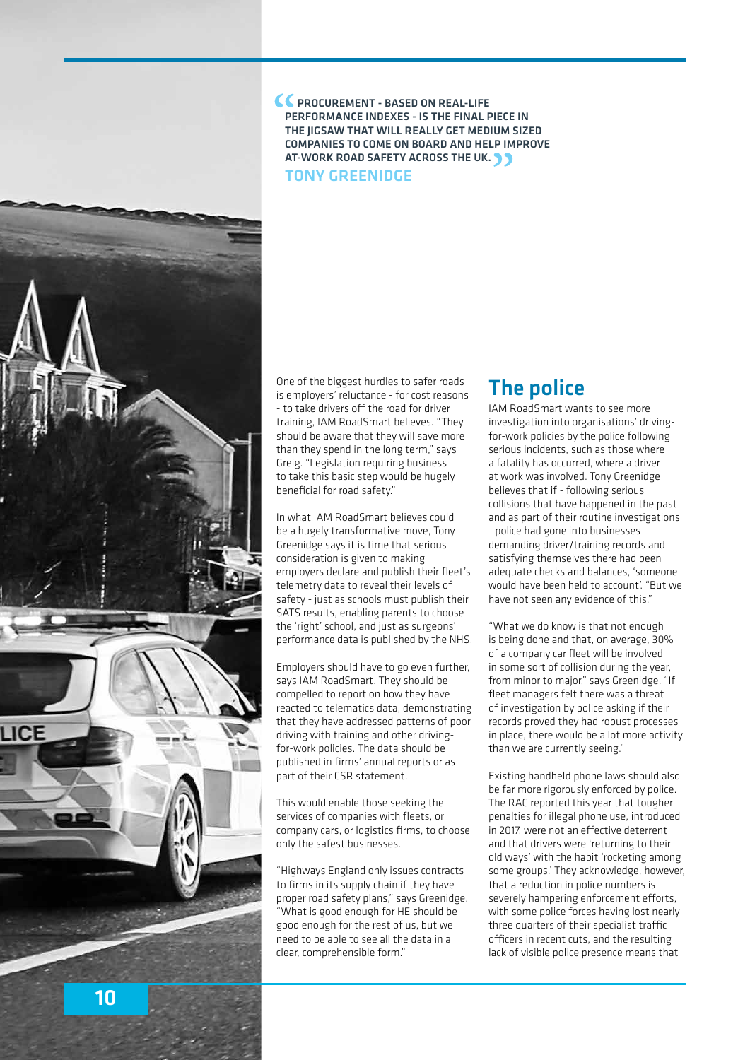> PROCUREMENT - BASED ON REAL-LIFE PERFORMANCE INDEXES - IS THE FINAL PIECE IN THE JIGSAW THAT WILL REALLY GET MEDIUM SIZED COMPANIES TO COME ON BOARD AND HELP IMPROVE AT-WORK ROAD SAFETY ACROSS THE UK.
>
> **TONY GREENIDGE**

One of the biggest hurdles to safer roads is employers' reluctance - for cost reasons - to take drivers off the road for driver training, IAM RoadSmart believes. "They should be aware that they will save more than they spend in the long term," says Greig. "Legislation requiring business to take this basic step would be hugely beneficial for road safety."

In what IAM RoadSmart believes could be a hugely transformative move, Tony Greenidge says it is time that serious consideration is given to making employers declare and publish their fleet's telemetry data to reveal their levels of safety - just as schools must publish their SATS results, enabling parents to choose the 'right' school, and just as surgeons' performance data is published by the NHS.

Employers should have to go even further, says IAM RoadSmart. They should be compelled to report on how they have reacted to telematics data, demonstrating that they have addressed patterns of poor driving with training and other driving-for-work policies. The data should be published in firms' annual reports or as part of their CSR statement.

This would enable those seeking the services of companies with fleets, or company cars, or logistics firms, to choose only the safest businesses.

"Highways England only issues contracts to firms in its supply chain if they have proper road safety plans," says Greenidge. "What is good enough for HE should be good enough for the rest of us, but we need to be able to see all the data in a clear, comprehensible form."

## The police

IAM RoadSmart wants to see more investigation into organisations' driving-for-work policies by the police following serious incidents, such as those where a fatality has occurred, where a driver at work was involved. Tony Greenidge believes that if - following serious collisions that have happened in the past and as part of their routine investigations - police had gone into businesses demanding driver/training records and satisfying themselves there had been adequate checks and balances, 'someone would have been held to account'. "But we have not seen any evidence of this."

"What we do know is that not enough is being done and that, on average, 30% of a company car fleet will be involved in some sort of collision during the year, from minor to major," says Greenidge. "If fleet managers felt there was a threat of investigation by police asking if their records proved they had robust processes in place, there would be a lot more activity than we are currently seeing."

Existing handheld phone laws should also be far more rigorously enforced by police. The RAC reported this year that tougher penalties for illegal phone use, introduced in 2017, were not an effective deterrent and that drivers were 'returning to their old ways' with the habit 'rocketing among some groups.' They acknowledge, however, that a reduction in police numbers is severely hampering enforcement efforts, with some police forces having lost nearly three quarters of their specialist traffic officers in recent cuts, and the resulting lack of visible police presence means that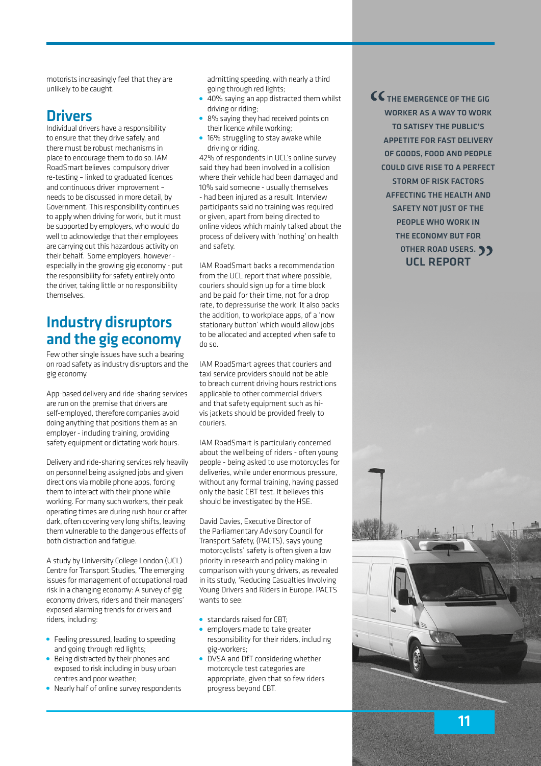motorists increasingly feel that they are unlikely to be caught.

## Drivers

Individual drivers have a responsibility to ensure that they drive safely, and there must be robust mechanisms in place to encourage them to do so. IAM RoadSmart believes compulsory driver re-testing – linked to graduated licences and continuous driver improvement – needs to be discussed in more detail, by Government. This responsibility continues to apply when driving for work, but it must be supported by employers, who would do well to acknowledge that their employees are carrying out this hazardous activity on their behalf. Some employers, however - especially in the growing gig economy - put the responsibility for safety entirely onto the driver, taking little or no responsibility themselves.

## Industry disruptors and the gig economy

Few other single issues have such a bearing on road safety as industry disruptors and the gig economy.

App-based delivery and ride-sharing services are run on the premise that drivers are self-employed, therefore companies avoid doing anything that positions them as an employer - including training, providing safety equipment or dictating work hours.

Delivery and ride-sharing services rely heavily on personnel being assigned jobs and given directions via mobile phone apps, forcing them to interact with their phone while working. For many such workers, their peak operating times are during rush hour or after dark, often covering very long shifts, leaving them vulnerable to the dangerous effects of both distraction and fatigue.

A study by University College London (UCL) Centre for Transport Studies, 'The emerging issues for management of occupational road risk in a changing economy: A survey of gig economy drivers, riders and their managers' exposed alarming trends for drivers and riders, including:

- Feeling pressured, leading to speeding and going through red lights;
- Being distracted by their phones and exposed to risk including in busy urban centres and poor weather;
- Nearly half of online survey respondents admitting speeding, with nearly a third going through red lights;
- 40% saying an app distracted them whilst driving or riding;
- 8% saying they had received points on their licence while working;
- 16% struggling to stay awake while driving or riding.

42% of respondents in UCL's online survey said they had been involved in a collision where their vehicle had been damaged and 10% said someone - usually themselves - had been injured as a result. Interview participants said no training was required or given, apart from being directed to online videos which mainly talked about the process of delivery with 'nothing' on health and safety.

IAM RoadSmart backs a recommendation from the UCL report that where possible, couriers should sign up for a time block and be paid for their time, not for a drop rate, to depressurise the work. It also backs the addition, to workplace apps, of a 'now stationary button' which would allow jobs to be allocated and accepted when safe to do so.

IAM RoadSmart agrees that couriers and taxi service providers should not be able to breach current driving hours restrictions applicable to other commercial drivers and that safety equipment such as hi-vis jackets should be provided freely to couriers.

IAM RoadSmart is particularly concerned about the wellbeing of riders - often young people - being asked to use motorcycles for deliveries, while under enormous pressure, without any formal training, having passed only the basic CBT test. It believes this should be investigated by the HSE.

David Davies, Executive Director of the Parliamentary Advisory Council for Transport Safety, (PACTS), says young motorcyclists' safety is often given a low priority in research and policy making in comparison with young drivers, as revealed in its study, 'Reducing Casualties Involving Young Drivers and Riders in Europe. PACTS wants to see:

- standards raised for CBT;
- employers made to take greater responsibility for their riders, including gig-workers;
- DVSA and DfT considering whether motorcycle test categories are appropriate, given that so few riders progress beyond CBT.

> "THE EMERGENCE OF THE GIG WORKER AS A WAY TO WORK TO SATISFY THE PUBLIC'S APPETITE FOR FAST DELIVERY OF GOODS, FOOD AND PEOPLE COULD GIVE RISE TO A PERFECT STORM OF RISK FACTORS AFFECTING THE HEALTH AND SAFETY NOT JUST OF THE PEOPLE WHO WORK IN THE ECONOMY BUT FOR OTHER ROAD USERS."
>
> **UCL REPORT**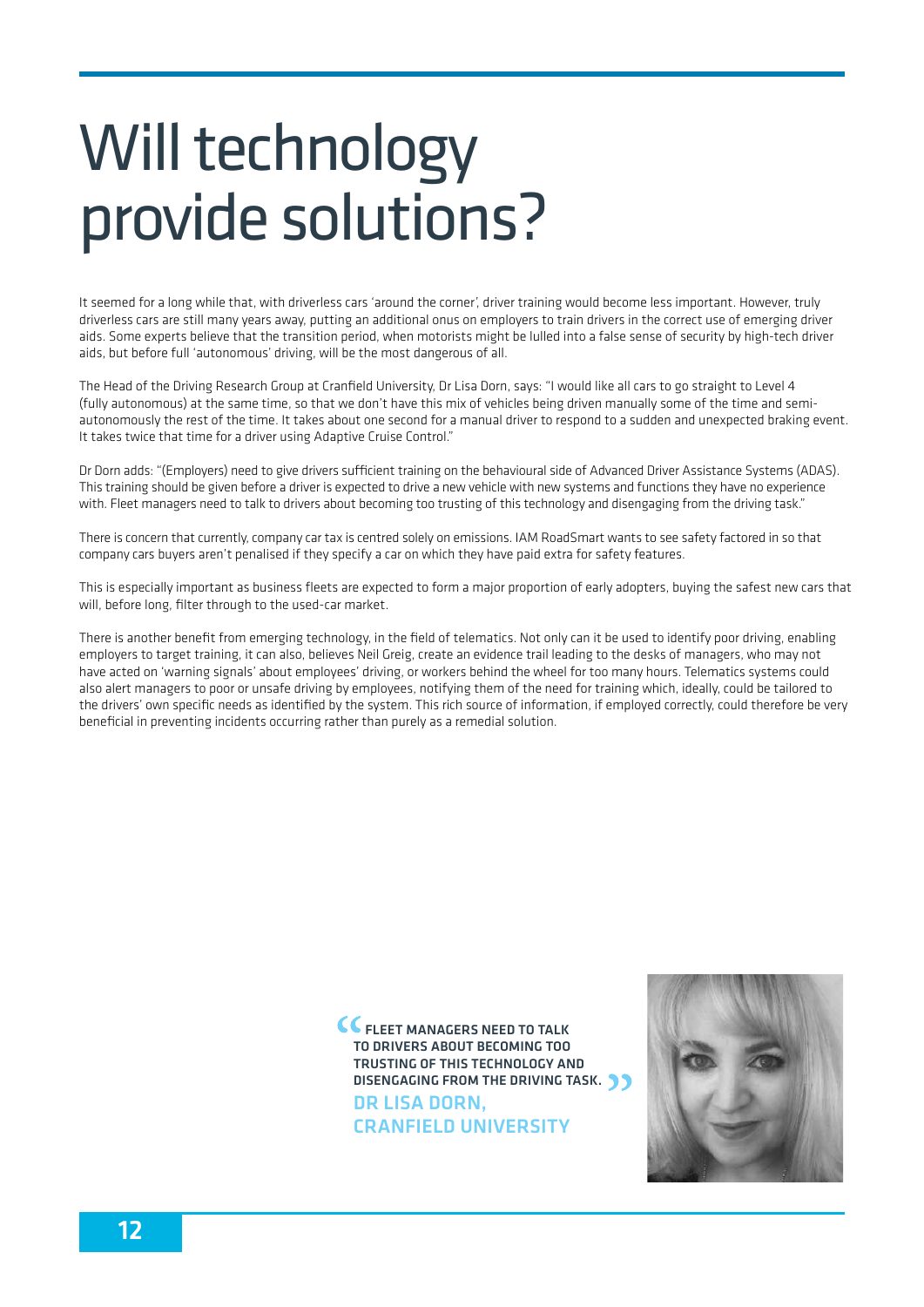# Will technology provide solutions?

It seemed for a long while that, with driverless cars 'around the corner', driver training would become less important. However, truly driverless cars are still many years away, putting an additional onus on employers to train drivers in the correct use of emerging driver aids. Some experts believe that the transition period, when motorists might be lulled into a false sense of security by high-tech driver aids, but before full 'autonomous' driving, will be the most dangerous of all.

The Head of the Driving Research Group at Cranfield University, Dr Lisa Dorn, says: "I would like all cars to go straight to Level 4 (fully autonomous) at the same time, so that we don't have this mix of vehicles being driven manually some of the time and semi-autonomously the rest of the time. It takes about one second for a manual driver to respond to a sudden and unexpected braking event. It takes twice that time for a driver using Adaptive Cruise Control."

Dr Dorn adds: "(Employers) need to give drivers sufficient training on the behavioural side of Advanced Driver Assistance Systems (ADAS). This training should be given before a driver is expected to drive a new vehicle with new systems and functions they have no experience with. Fleet managers need to talk to drivers about becoming too trusting of this technology and disengaging from the driving task."

There is concern that currently, company car tax is centred solely on emissions. IAM RoadSmart wants to see safety factored in so that company cars buyers aren't penalised if they specify a car on which they have paid extra for safety features.

This is especially important as business fleets are expected to form a major proportion of early adopters, buying the safest new cars that will, before long, filter through to the used-car market.

There is another benefit from emerging technology, in the field of telematics. Not only can it be used to identify poor driving, enabling employers to target training, it can also, believes Neil Greig, create an evidence trail leading to the desks of managers, who may not have acted on 'warning signals' about employees' driving, or workers behind the wheel for too many hours. Telematics systems could also alert managers to poor or unsafe driving by employees, notifying them of the need for training which, ideally, could be tailored to the drivers' own specific needs as identified by the system. This rich source of information, if employed correctly, could therefore be very beneficial in preventing incidents occurring rather than purely as a remedial solution.

> "FLEET MANAGERS NEED TO TALK TO DRIVERS ABOUT BECOMING TOO TRUSTING OF THIS TECHNOLOGY AND DISENGAGING FROM THE DRIVING TASK."
>
> **DR LISA DORN, CRANFIELD UNIVERSITY**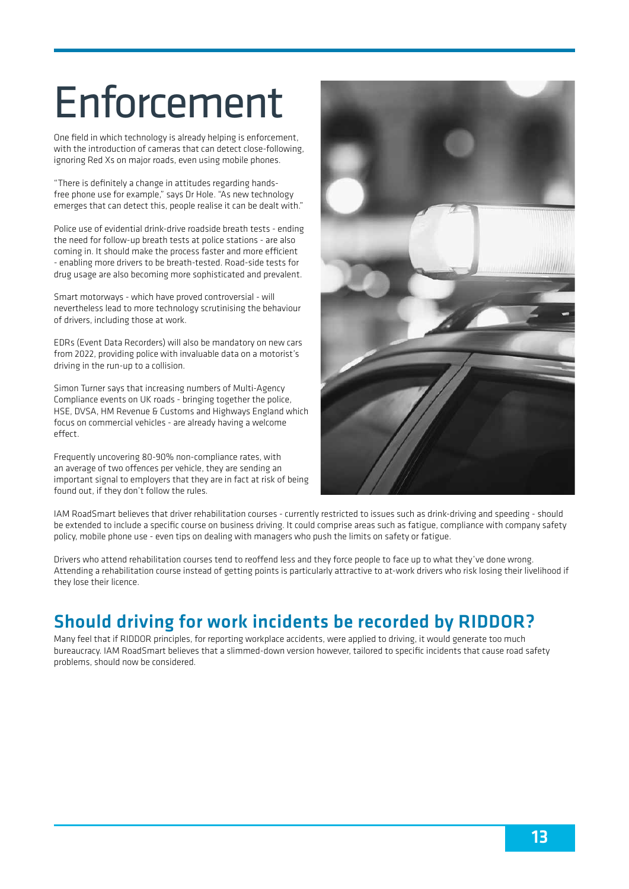# Enforcement

One field in which technology is already helping is enforcement, with the introduction of cameras that can detect close-following, ignoring Red Xs on major roads, even using mobile phones.

"There is definitely a change in attitudes regarding hands-free phone use for example," says Dr Hole. "As new technology emerges that can detect this, people realise it can be dealt with."

Police use of evidential drink-drive roadside breath tests - ending the need for follow-up breath tests at police stations - are also coming in. It should make the process faster and more efficient - enabling more drivers to be breath-tested. Road-side tests for drug usage are also becoming more sophisticated and prevalent.

Smart motorways - which have proved controversial - will nevertheless lead to more technology scrutinising the behaviour of drivers, including those at work.

EDRs (Event Data Recorders) will also be mandatory on new cars from 2022, providing police with invaluable data on a motorist's driving in the run-up to a collision.

Simon Turner says that increasing numbers of Multi-Agency Compliance events on UK roads - bringing together the police, HSE, DVSA, HM Revenue & Customs and Highways England which focus on commercial vehicles - are already having a welcome effect.

Frequently uncovering 80-90% non-compliance rates, with an average of two offences per vehicle, they are sending an important signal to employers that they are in fact at risk of being found out, if they don't follow the rules.

IAM RoadSmart believes that driver rehabilitation courses - currently restricted to issues such as drink-driving and speeding - should be extended to include a specific course on business driving. It could comprise areas such as fatigue, compliance with company safety policy, mobile phone use - even tips on dealing with managers who push the limits on safety or fatigue.

Drivers who attend rehabilitation courses tend to reoffend less and they force people to face up to what they've done wrong. Attending a rehabilitation course instead of getting points is particularly attractive to at-work drivers who risk losing their livelihood if they lose their licence.

## Should driving for work incidents be recorded by RIDDOR?

Many feel that if RIDDOR principles, for reporting workplace accidents, were applied to driving, it would generate too much bureaucracy. IAM RoadSmart believes that a slimmed-down version however, tailored to specific incidents that cause road safety problems, should now be considered.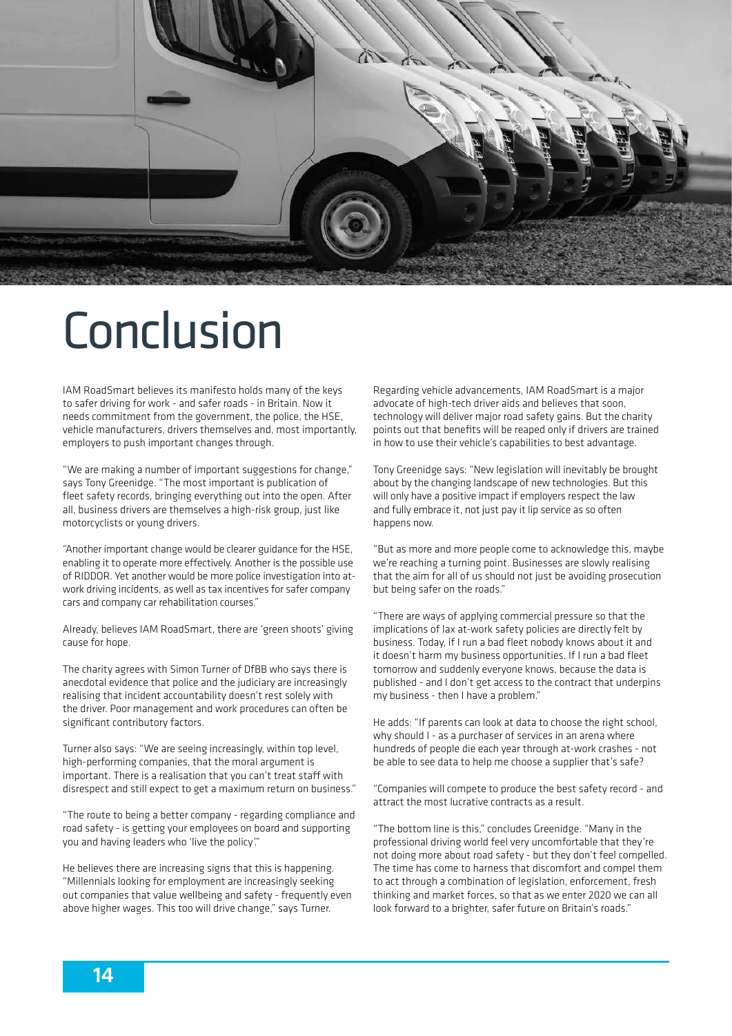# Conclusion

IAM RoadSmart believes its manifesto holds many of the keys to safer driving for work - and safer roads - in Britain. Now it needs commitment from the government, the police, the HSE, vehicle manufacturers, drivers themselves and, most importantly, employers to push important changes through.

"We are making a number of important suggestions for change," says Tony Greenidge. "The most important is publication of fleet safety records, bringing everything out into the open. After all, business drivers are themselves a high-risk group, just like motorcyclists or young drivers.

"Another important change would be clearer guidance for the HSE, enabling it to operate more effectively. Another is the possible use of RIDDOR. Yet another would be more police investigation into at-work driving incidents, as well as tax incentives for safer company cars and company car rehabilitation courses."

Already, believes IAM RoadSmart, there are 'green shoots' giving cause for hope.

The charity agrees with Simon Turner of DfBB who says there is anecdotal evidence that police and the judiciary are increasingly realising that incident accountability doesn't rest solely with the driver. Poor management and work procedures can often be significant contributory factors.

Turner also says: "We are seeing increasingly, within top level, high-performing companies, that the moral argument is important. There is a realisation that you can't treat staff with disrespect and still expect to get a maximum return on business."

"The route to being a better company - regarding compliance and road safety - is getting your employees on board and supporting you and having leaders who 'live the policy'."

He believes there are increasing signs that this is happening. "Millennials looking for employment are increasingly seeking out companies that value wellbeing and safety - frequently even above higher wages. This too will drive change," says Turner.

Regarding vehicle advancements, IAM RoadSmart is a major advocate of high-tech driver aids and believes that soon, technology will deliver major road safety gains. But the charity points out that benefits will be reaped only if drivers are trained in how to use their vehicle's capabilities to best advantage.

Tony Greenidge says: "New legislation will inevitably be brought about by the changing landscape of new technologies. But this will only have a positive impact if employers respect the law and fully embrace it, not just pay it lip service as so often happens now.

"But as more and more people come to acknowledge this, maybe we're reaching a turning point. Businesses are slowly realising that the aim for all of us should not just be avoiding prosecution but being safer on the roads."

"There are ways of applying commercial pressure so that the implications of lax at-work safety policies are directly felt by business. Today, if I run a bad fleet nobody knows about it and it doesn't harm my business opportunities. If I run a bad fleet tomorrow and suddenly everyone knows, because the data is published - and I don't get access to the contract that underpins my business - then I have a problem."

He adds: "If parents can look at data to choose the right school, why should I - as a purchaser of services in an arena where hundreds of people die each year through at-work crashes - not be able to see data to help me choose a supplier that's safe?

"Companies will compete to produce the best safety record - and attract the most lucrative contracts as a result.

"The bottom line is this," concludes Greenidge. "Many in the professional driving world feel very uncomfortable that they're not doing more about road safety - but they don't feel compelled. The time has come to harness that discomfort and compel them to act through a combination of legislation, enforcement, fresh thinking and market forces, so that as we enter 2020 we can all look forward to a brighter, safer future on Britain's roads."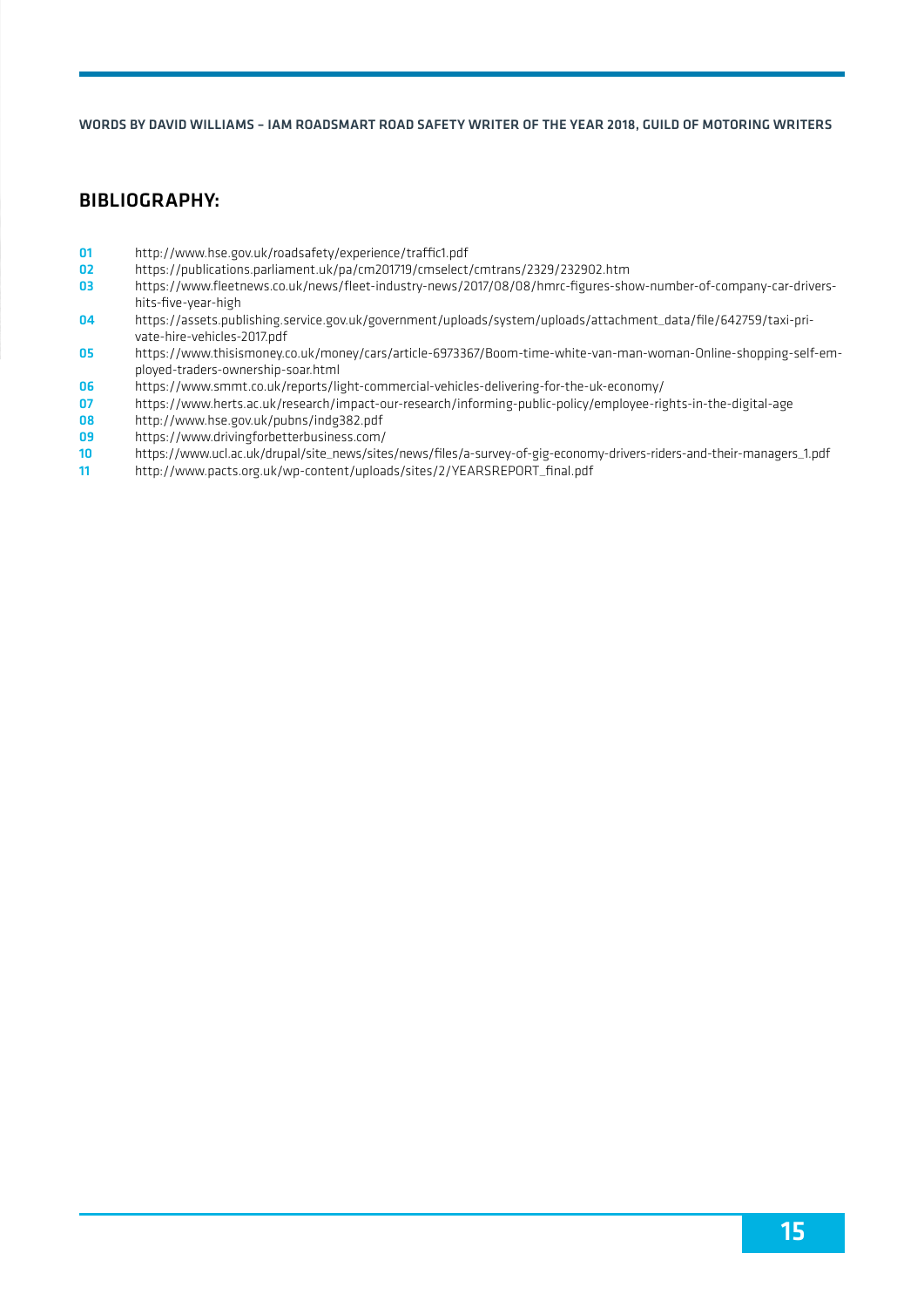WORDS BY DAVID WILLIAMS – IAM ROADSMART ROAD SAFETY WRITER OF THE YEAR 2018, GUILD OF MOTORING WRITERS

## BIBLIOGRAPHY:

01 http://www.hse.gov.uk/roadsafety/experience/traffic1.pdf
02 https://publications.parliament.uk/pa/cm201719/cmselect/cmtrans/2329/232902.htm
03 https://www.fleetnews.co.uk/news/fleet-industry-news/2017/08/08/hmrc-figures-show-number-of-company-car-drivers-hits-five-year-high
04 https://assets.publishing.service.gov.uk/government/uploads/system/uploads/attachment_data/file/642759/taxi-private-hire-vehicles-2017.pdf
05 https://www.thisismoney.co.uk/money/cars/article-6973367/Boom-time-white-van-man-woman-Online-shopping-self-employed-traders-ownership-soar.html
06 https://www.smmt.co.uk/reports/light-commercial-vehicles-delivering-for-the-uk-economy/
07 https://www.herts.ac.uk/research/impact-our-research/informing-public-policy/employee-rights-in-the-digital-age
08 http://www.hse.gov.uk/pubns/indg382.pdf
09 https://www.drivingforbetterbusiness.com/
10 https://www.ucl.ac.uk/drupal/site_news/sites/news/files/a-survey-of-gig-economy-drivers-riders-and-their-managers_1.pdf
11 http://www.pacts.org.uk/wp-content/uploads/sites/2/YEARSREPORT_final.pdf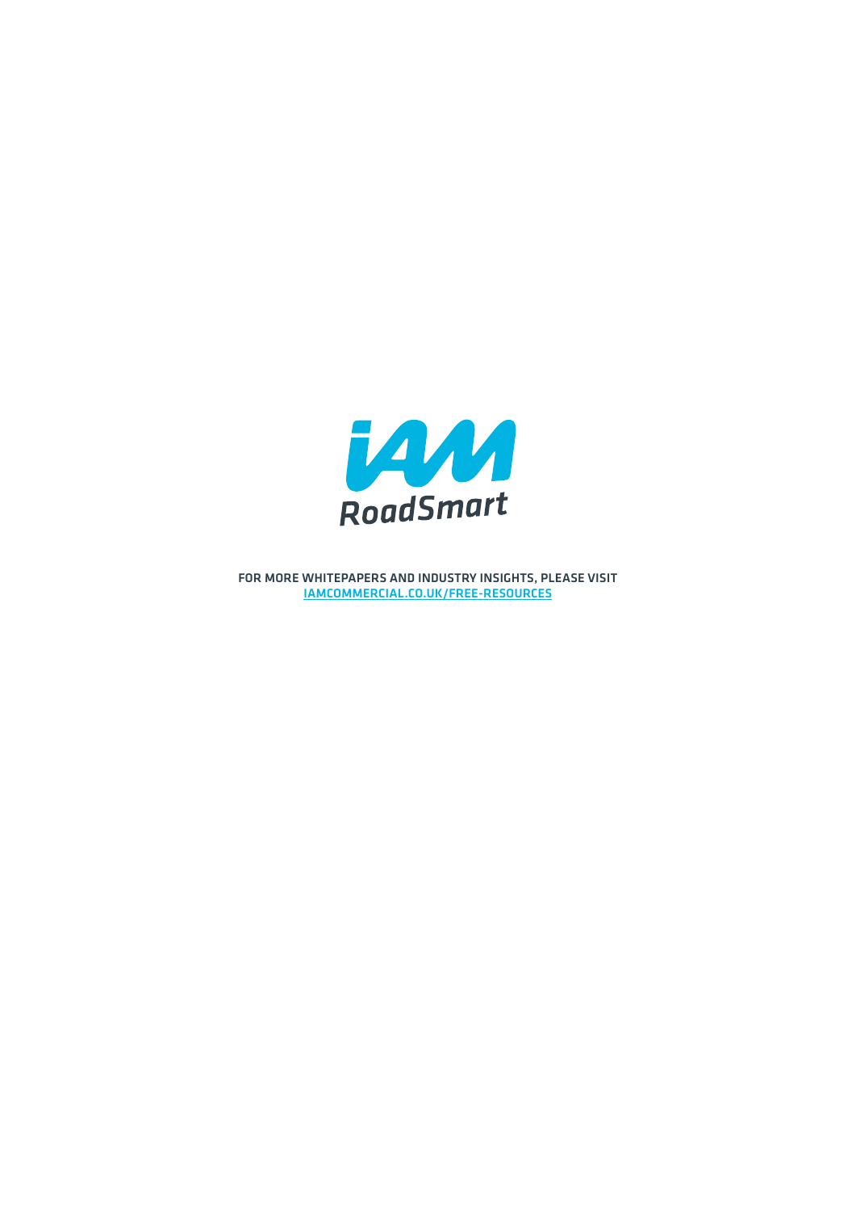IAM RoadSmart

FOR MORE WHITEPAPERS AND INDUSTRY INSIGHTS, PLEASE VISIT
IAMCOMMERCIAL.CO.UK/FREE-RESOURCES